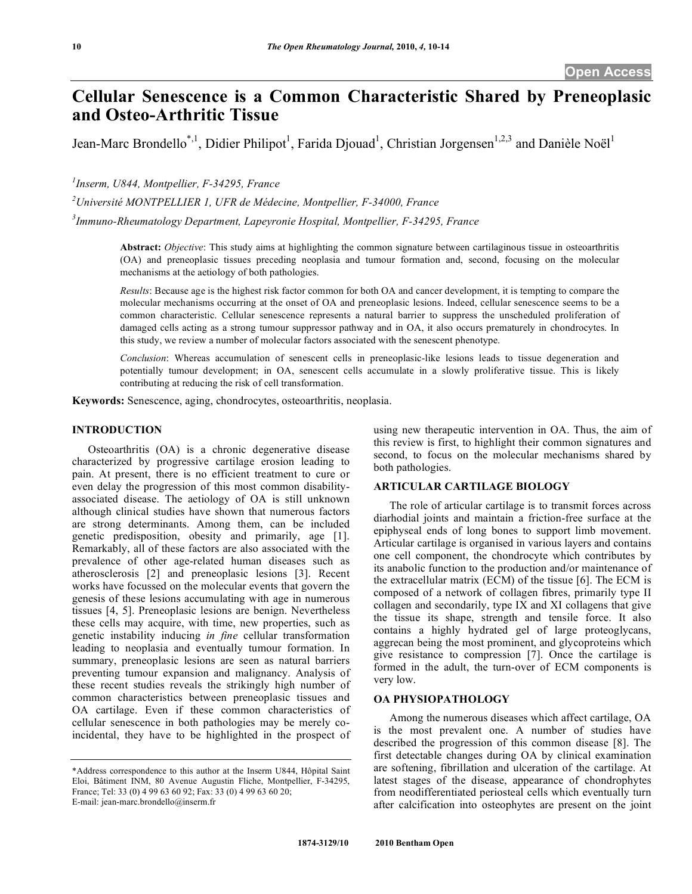# Cellular Senescence is a Common Characteristic Shared by Preneoplasic and Osteo-Arthritic Tissue

Jean-Marc Brondello[*,1], Didier Philipot[1], Farida Djouad[1], Christian Jorgensen[1,2,3] and Danièle Noël[1]

[1]Inserm, U844, Montpellier, F-34295, France

[2]Université MONTPELLIER 1, UFR de Médecine, Montpellier, F-34000, France

[3]Immuno-Rheumatology Department, Lapeyronie Hospital, Montpellier, F-34295, France

**Abstract:** *Objective*: This study aims at highlighting the common signature between cartilaginous tissue in osteoarthritis (OA) and preneoplasic tissues preceding neoplasia and tumour formation and, second, focusing on the molecular mechanisms at the aetiology of both pathologies.

*Results*: Because age is the highest risk factor common for both OA and cancer development, it is tempting to compare the molecular mechanisms occurring at the onset of OA and preneoplasic lesions. Indeed, cellular senescence seems to be a common characteristic. Cellular senescence represents a natural barrier to suppress the unscheduled proliferation of damaged cells acting as a strong tumour suppressor pathway and in OA, it also occurs prematurely in chondrocytes. In this study, we review a number of molecular factors associated with the senescent phenotype.

*Conclusion*: Whereas accumulation of senescent cells in preneoplasic-like lesions leads to tissue degeneration and potentially tumour development; in OA, senescent cells accumulate in a slowly proliferative tissue. This is likely contributing at reducing the risk of cell transformation.

**Keywords:** Senescence, aging, chondrocytes, osteoarthritis, neoplasia.

## INTRODUCTION

Osteoarthritis (OA) is a chronic degenerative disease characterized by progressive cartilage erosion leading to pain. At present, there is no efficient treatment to cure or even delay the progression of this most common disability-associated disease. The aetiology of OA is still unknown although clinical studies have shown that numerous factors are strong determinants. Among them, can be included genetic predisposition, obesity and primarily, age [1]. Remarkably, all of these factors are also associated with the prevalence of other age-related human diseases such as atherosclerosis [2] and preneoplasic lesions [3]. Recent works have focussed on the molecular events that govern the genesis of these lesions accumulating with age in numerous tissues [4, 5]. Preneoplasic lesions are benign. Nevertheless these cells may acquire, with time, new properties, such as genetic instability inducing *in fine* cellular transformation leading to neoplasia and eventually tumour formation. In summary, preneoplasic lesions are seen as natural barriers preventing tumour expansion and malignancy. Analysis of these recent studies reveals the strikingly high number of common characteristics between preneoplasic tissues and OA cartilage. Even if these common characteristics of cellular senescence in both pathologies may be merely co-incidental, they have to be highlighted in the prospect of using new therapeutic intervention in OA. Thus, the aim of this review is first, to highlight their common signatures and second, to focus on the molecular mechanisms shared by both pathologies.

## ARTICULAR CARTILAGE BIOLOGY

The role of articular cartilage is to transmit forces across diarhodial joints and maintain a friction-free surface at the epiphyseal ends of long bones to support limb movement. Articular cartilage is organised in various layers and contains one cell component, the chondrocyte which contributes by its anabolic function to the production and/or maintenance of the extracellular matrix (ECM) of the tissue [6]. The ECM is composed of a network of collagen fibres, primarily type II collagen and secondarily, type IX and XI collagens that give the tissue its shape, strength and tensile force. It also contains a highly hydrated gel of large proteoglycans, aggrecan being the most prominent, and glycoproteins which give resistance to compression [7]. Once the cartilage is formed in the adult, the turn-over of ECM components is very low.

## OA PHYSIOPATHOLOGY

Among the numerous diseases which affect cartilage, OA is the most prevalent one. A number of studies have described the progression of this common disease [8]. The first detectable changes during OA by clinical examination are softening, fibrillation and ulceration of the cartilage. At latest stages of the disease, appearance of chondrophytes from neodifferentiated periosteal cells which eventually turn after calcification into osteophytes are present on the joint

*Address correspondence to this author at the Inserm U844, Hôpital Saint Eloi, Bâtiment INM, 80 Avenue Augustin Fliche, Montpellier, F-34295, France; Tel: 33 (0) 4 99 63 60 92; Fax: 33 (0) 4 99 63 60 20; E-mail: jean-marc.brondello@inserm.fr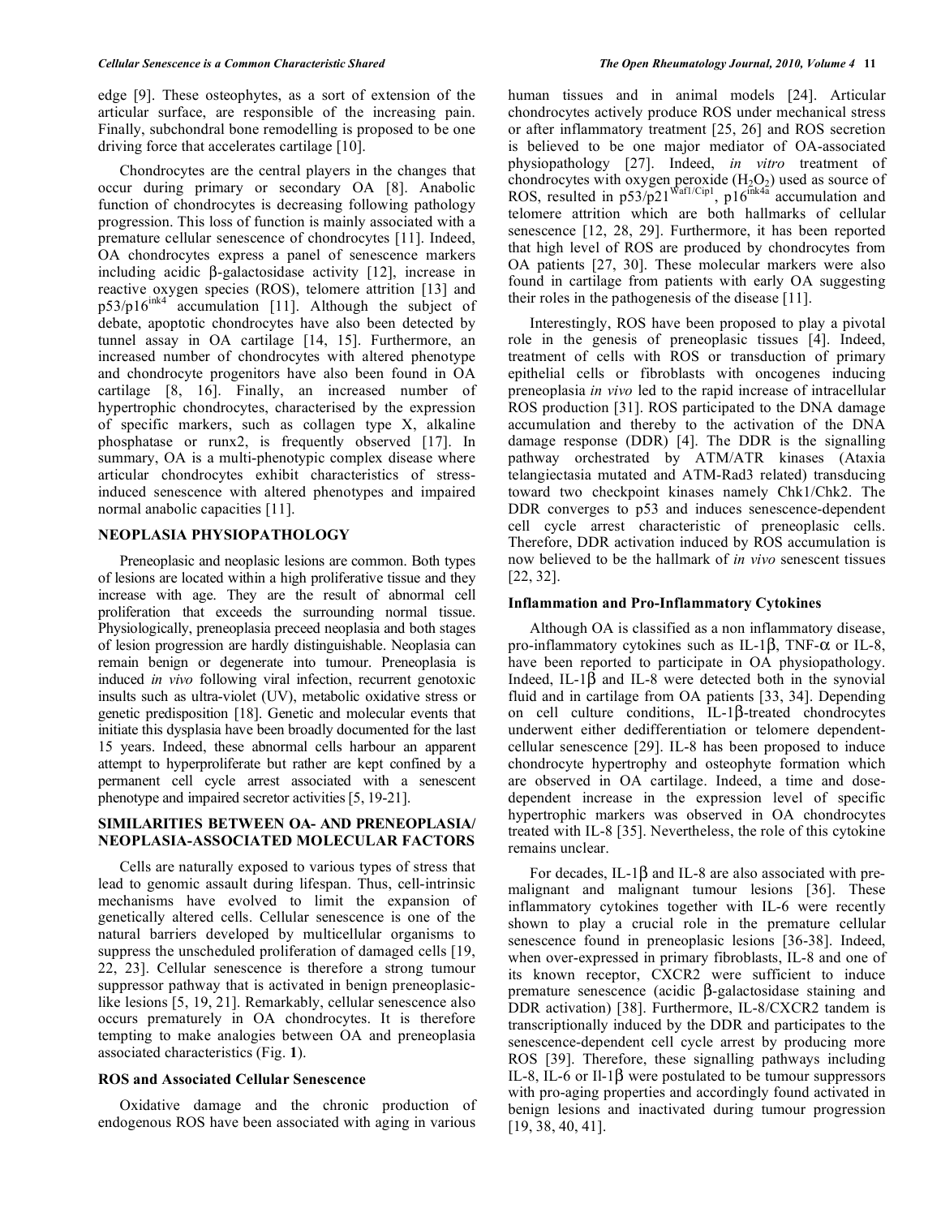edge [9]. These osteophytes, as a sort of extension of the articular surface, are responsible of the increasing pain. Finally, subchondral bone remodelling is proposed to be one driving force that accelerates cartilage [10].

Chondrocytes are the central players in the changes that occur during primary or secondary OA [8]. Anabolic function of chondrocytes is decreasing following pathology progression. This loss of function is mainly associated with a premature cellular senescence of chondrocytes [11]. Indeed, OA chondrocytes express a panel of senescence markers including acidic β-galactosidase activity [12], increase in reactive oxygen species (ROS), telomere attrition [13] and p53/p16$^{ink4}$ accumulation [11]. Although the subject of debate, apoptotic chondrocytes have also been detected by tunnel assay in OA cartilage [14, 15]. Furthermore, an increased number of chondrocytes with altered phenotype and chondrocyte progenitors have also been found in OA cartilage [8, 16]. Finally, an increased number of hypertrophic chondrocytes, characterised by the expression of specific markers, such as collagen type X, alkaline phosphatase or runx2, is frequently observed [17]. In summary, OA is a multi-phenotypic complex disease where articular chondrocytes exhibit characteristics of stress-induced senescence with altered phenotypes and impaired normal anabolic capacities [11].

## NEOPLASIA PHYSIOPATHOLOGY

Preneoplasic and neoplasic lesions are common. Both types of lesions are located within a high proliferative tissue and they increase with age. They are the result of abnormal cell proliferation that exceeds the surrounding normal tissue. Physiologically, preneoplasia preceed neoplasia and both stages of lesion progression are hardly distinguishable. Neoplasia can remain benign or degenerate into tumour. Preneoplasia is induced *in vivo* following viral infection, recurrent genotoxic insults such as ultra-violet (UV), metabolic oxidative stress or genetic predisposition [18]. Genetic and molecular events that initiate this dysplasia have been broadly documented for the last 15 years. Indeed, these abnormal cells harbour an apparent attempt to hyperproliferate but rather are kept confined by a permanent cell cycle arrest associated with a senescent phenotype and impaired secretor activities [5, 19-21].

## SIMILARITIES BETWEEN OA- AND PRENEOPLASIA/ NEOPLASIA-ASSOCIATED MOLECULAR FACTORS

Cells are naturally exposed to various types of stress that lead to genomic assault during lifespan. Thus, cell-intrinsic mechanisms have evolved to limit the expansion of genetically altered cells. Cellular senescence is one of the natural barriers developed by multicellular organisms to suppress the unscheduled proliferation of damaged cells [19, 22, 23]. Cellular senescence is therefore a strong tumour suppressor pathway that is activated in benign preneoplasic-like lesions [5, 19, 21]. Remarkably, cellular senescence also occurs prematurely in OA chondrocytes. It is therefore tempting to make analogies between OA and preneoplasia associated characteristics (Fig. **1**).

### ROS and Associated Cellular Senescence

Oxidative damage and the chronic production of endogenous ROS have been associated with aging in various human tissues and in animal models [24]. Articular chondrocytes actively produce ROS under mechanical stress or after inflammatory treatment [25, 26] and ROS secretion is believed to be one major mediator of OA-associated physiopathology [27]. Indeed, *in vitro* treatment of chondrocytes with oxygen peroxide ($H_2O_2$) used as source of ROS, resulted in p53/p21$^{Waf1/Cip1}$, p16$^{ink4a}$ accumulation and telomere attrition which are both hallmarks of cellular senescence [12, 28, 29]. Furthermore, it has been reported that high level of ROS are produced by chondrocytes from OA patients [27, 30]. These molecular markers were also found in cartilage from patients with early OA suggesting their roles in the pathogenesis of the disease [11].

Interestingly, ROS have been proposed to play a pivotal role in the genesis of preneoplasic tissues [4]. Indeed, treatment of cells with ROS or transduction of primary epithelial cells or fibroblasts with oncogenes inducing preneoplasia *in vivo* led to the rapid increase of intracellular ROS production [31]. ROS participated to the DNA damage accumulation and thereby to the activation of the DNA damage response (DDR) [4]. The DDR is the signalling pathway orchestrated by ATM/ATR kinases (Ataxia telangiectasia mutated and ATM-Rad3 related) transducing toward two checkpoint kinases namely Chk1/Chk2. The DDR converges to p53 and induces senescence-dependent cell cycle arrest characteristic of preneoplasic cells. Therefore, DDR activation induced by ROS accumulation is now believed to be the hallmark of *in vivo* senescent tissues [22, 32].

### Inflammation and Pro-Inflammatory Cytokines

Although OA is classified as a non inflammatory disease, pro-inflammatory cytokines such as IL-1β, TNF-α or IL-8, have been reported to participate in OA physiopathology. Indeed, IL-1β and IL-8 were detected both in the synovial fluid and in cartilage from OA patients [33, 34]. Depending on cell culture conditions, IL-1β-treated chondrocytes underwent either dedifferentiation or telomere dependent-cellular senescence [29]. IL-8 has been proposed to induce chondrocyte hypertrophy and osteophyte formation which are observed in OA cartilage. Indeed, a time and dose-dependent increase in the expression level of specific hypertrophic markers was observed in OA chondrocytes treated with IL-8 [35]. Nevertheless, the role of this cytokine remains unclear.

For decades, IL-1β and IL-8 are also associated with pre-malignant and malignant tumour lesions [36]. These inflammatory cytokines together with IL-6 were recently shown to play a crucial role in the premature cellular senescence found in preneoplasic lesions [36-38]. Indeed, when over-expressed in primary fibroblasts, IL-8 and one of its known receptor, CXCR2 were sufficient to induce premature senescence (acidic β-galactosidase staining and DDR activation) [38]. Furthermore, IL-8/CXCR2 tandem is transcriptionally induced by the DDR and participates to the senescence-dependent cell cycle arrest by producing more ROS [39]. Therefore, these signalling pathways including IL-8, IL-6 or Il-1β were postulated to be tumour suppressors with pro-aging properties and accordingly found activated in benign lesions and inactivated during tumour progression [19, 38, 40, 41].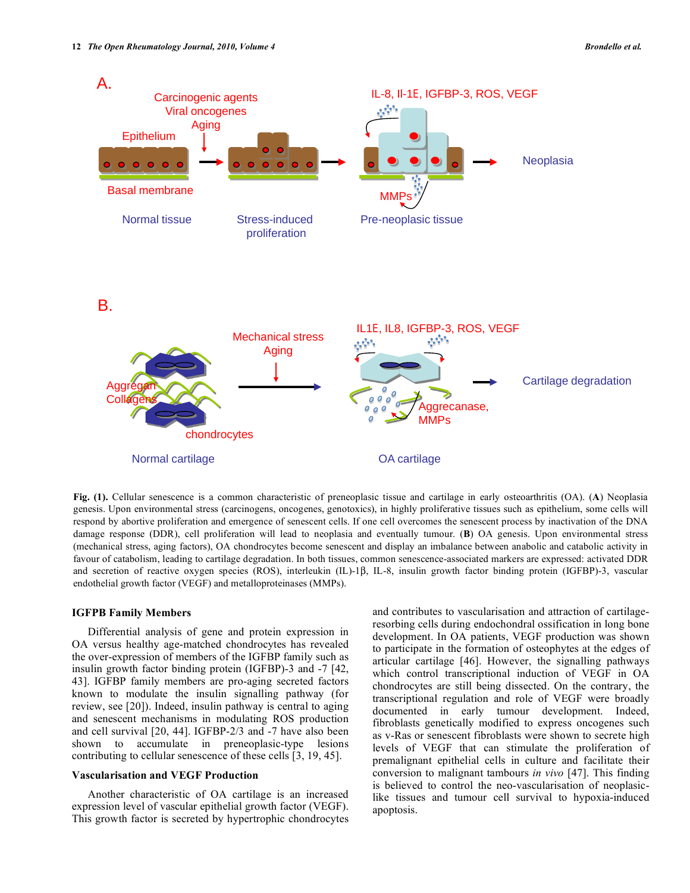**Fig. (1).** Cellular senescence is a common characteristic of preneoplasic tissue and cartilage in early osteoarthritis (OA). (**A**) Neoplasia genesis. Upon environmental stress (carcinogens, oncogenes, genotoxics), in highly proliferative tissues such as epithelium, some cells will respond by abortive proliferation and emergence of senescent cells. If one cell overcomes the senescent process by inactivation of the DNA damage response (DDR), cell proliferation will lead to neoplasia and eventually tumour. (**B**) OA genesis. Upon environmental stress (mechanical stress, aging factors), OA chondrocytes become senescent and display an imbalance between anabolic and catabolic activity in favour of catabolism, leading to cartilage degradation. In both tissues, common senescence-associated markers are expressed: activated DDR and secretion of reactive oxygen species (ROS), interleukin (IL)-1β, IL-8, insulin growth factor binding protein (IGFBP)-3, vascular endothelial growth factor (VEGF) and metalloproteinases (MMPs).

### IGFPB Family Members

Differential analysis of gene and protein expression in OA versus healthy age-matched chondrocytes has revealed the over-expression of members of the IGFBP family such as insulin growth factor binding protein (IGFBP)-3 and -7 [42, 43]. IGFBP family members are pro-aging secreted factors known to modulate the insulin signalling pathway (for review, see [20]). Indeed, insulin pathway is central to aging and senescent mechanisms in modulating ROS production and cell survival [20, 44]. IGFBP-2/3 and -7 have also been shown to accumulate in preneoplasic-type lesions contributing to cellular senescence of these cells [3, 19, 45].

### Vascularisation and VEGF Production

Another characteristic of OA cartilage is an increased expression level of vascular epithelial growth factor (VEGF). This growth factor is secreted by hypertrophic chondrocytes and contributes to vascularisation and attraction of cartilage-resorbing cells during endochondral ossification in long bone development. In OA patients, VEGF production was shown to participate in the formation of osteophytes at the edges of articular cartilage [46]. However, the signalling pathways which control transcriptional induction of VEGF in OA chondrocytes are still being dissected. On the contrary, the transcriptional regulation and role of VEGF were broadly documented in early tumour development. Indeed, fibroblasts genetically modified to express oncogenes such as v-Ras or senescent fibroblasts were shown to secrete high levels of VEGF that can stimulate the proliferation of premalignant epithelial cells in culture and facilitate their conversion to malignant tambours *in vivo* [47]. This finding is believed to control the neo-vascularisation of neoplasic-like tissues and tumour cell survival to hypoxia-induced apoptosis.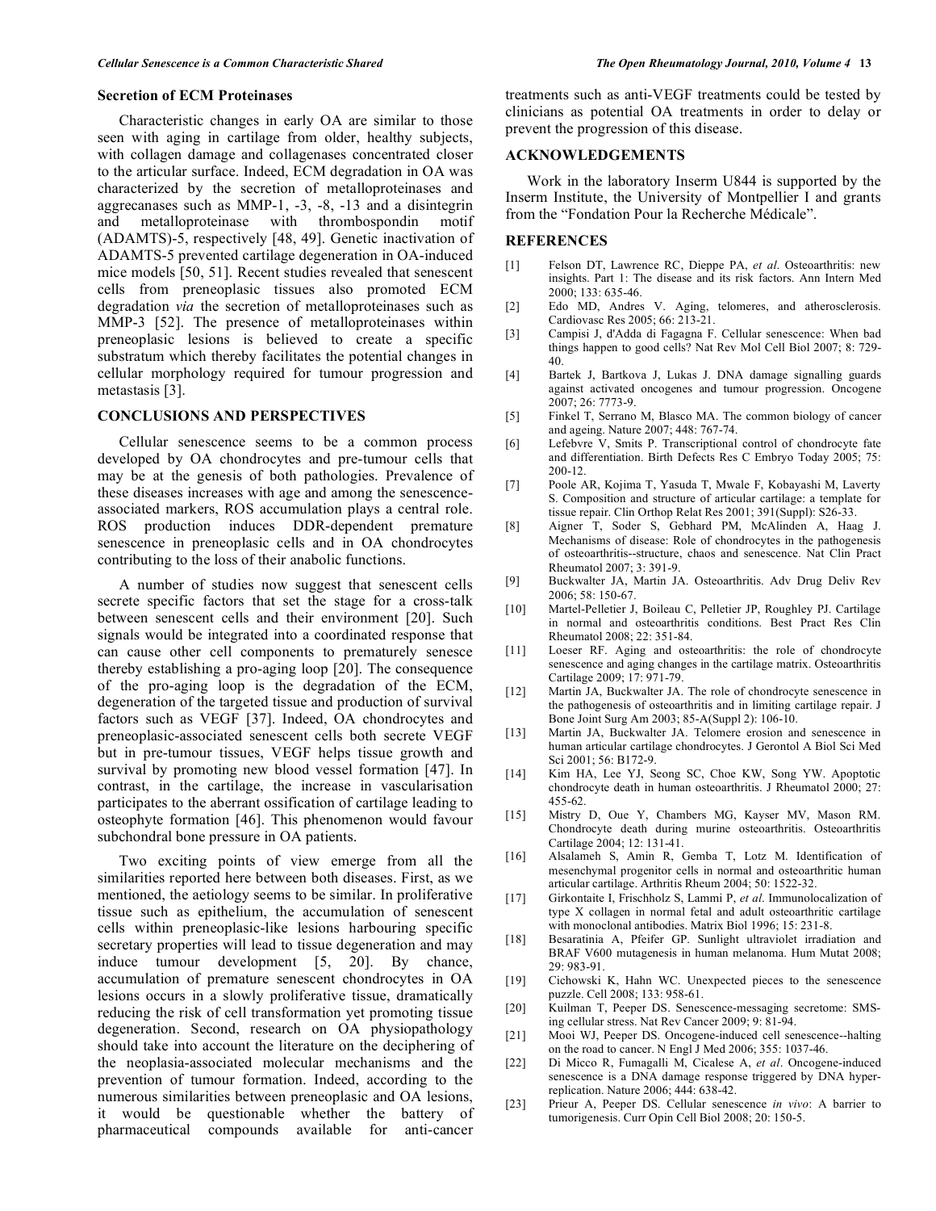### Secretion of ECM Proteinases

Characteristic changes in early OA are similar to those seen with aging in cartilage from older, healthy subjects, with collagen damage and collagenases concentrated closer to the articular surface. Indeed, ECM degradation in OA was characterized by the secretion of metalloproteinases and aggrecanases such as MMP-1, -3, -8, -13 and a disintegrin and metalloproteinase with thrombospondin motif (ADAMTS)-5, respectively [48, 49]. Genetic inactivation of ADAMTS-5 prevented cartilage degeneration in OA-induced mice models [50, 51]. Recent studies revealed that senescent cells from preneoplasic tissues also promoted ECM degradation *via* the secretion of metalloproteinases such as MMP-3 [52]. The presence of metalloproteinases within preneoplasic lesions is believed to create a specific substratum which thereby facilitates the potential changes in cellular morphology required for tumour progression and metastasis [3].

## CONCLUSIONS AND PERSPECTIVES

Cellular senescence seems to be a common process developed by OA chondrocytes and pre-tumour cells that may be at the genesis of both pathologies. Prevalence of these diseases increases with age and among the senescence-associated markers, ROS accumulation plays a central role. ROS production induces DDR-dependent premature senescence in preneoplasic cells and in OA chondrocytes contributing to the loss of their anabolic functions.

A number of studies now suggest that senescent cells secrete specific factors that set the stage for a cross-talk between senescent cells and their environment [20]. Such signals would be integrated into a coordinated response that can cause other cell components to prematurely senesce thereby establishing a pro-aging loop [20]. The consequence of the pro-aging loop is the degradation of the ECM, degeneration of the targeted tissue and production of survival factors such as VEGF [37]. Indeed, OA chondrocytes and preneoplasic-associated senescent cells both secrete VEGF but in pre-tumour tissues, VEGF helps tissue growth and survival by promoting new blood vessel formation [47]. In contrast, in the cartilage, the increase in vascularisation participates to the aberrant ossification of cartilage leading to osteophyte formation [46]. This phenomenon would favour subchondral bone pressure in OA patients.

Two exciting points of view emerge from all the similarities reported here between both diseases. First, as we mentioned, the aetiology seems to be similar. In proliferative tissue such as epithelium, the accumulation of senescent cells within preneoplasic-like lesions harbouring specific secretary properties will lead to tissue degeneration and may induce tumour development [5, 20]. By chance, accumulation of premature senescent chondrocytes in OA lesions occurs in a slowly proliferative tissue, dramatically reducing the risk of cell transformation yet promoting tissue degeneration. Second, research on OA physiopathology should take into account the literature on the deciphering of the neoplasia-associated molecular mechanisms and the prevention of tumour formation. Indeed, according to the numerous similarities between preneoplasic and OA lesions, it would be questionable whether the battery of pharmaceutical compounds available for anti-cancer treatments such as anti-VEGF treatments could be tested by clinicians as potential OA treatments in order to delay or prevent the progression of this disease.

## ACKNOWLEDGEMENTS

Work in the laboratory Inserm U844 is supported by the Inserm Institute, the University of Montpellier I and grants from the "Fondation Pour la Recherche Médicale".

## REFERENCES

[1] Felson DT, Lawrence RC, Dieppe PA, *et al*. Osteoarthritis: new insights. Part 1: The disease and its risk factors. Ann Intern Med 2000; 133: 635-46.

[2] Edo MD, Andres V. Aging, telomeres, and atherosclerosis. Cardiovasc Res 2005; 66: 213-21.

[3] Campisi J, d'Adda di Fagagna F. Cellular senescence: When bad things happen to good cells? Nat Rev Mol Cell Biol 2007; 8: 729-40.

[4] Bartek J, Bartkova J, Lukas J. DNA damage signalling guards against activated oncogenes and tumour progression. Oncogene 2007; 26: 7773-9.

[5] Finkel T, Serrano M, Blasco MA. The common biology of cancer and ageing. Nature 2007; 448: 767-74.

[6] Lefebvre V, Smits P. Transcriptional control of chondrocyte fate and differentiation. Birth Defects Res C Embryo Today 2005; 75: 200-12.

[7] Poole AR, Kojima T, Yasuda T, Mwale F, Kobayashi M, Laverty S. Composition and structure of articular cartilage: a template for tissue repair. Clin Orthop Relat Res 2001; 391(Suppl): S26-33.

[8] Aigner T, Soder S, Gebhard PM, McAlinden A, Haag J. Mechanisms of disease: Role of chondrocytes in the pathogenesis of osteoarthritis--structure, chaos and senescence. Nat Clin Pract Rheumatol 2007; 3: 391-9.

[9] Buckwalter JA, Martin JA. Osteoarthritis. Adv Drug Deliv Rev 2006; 58: 150-67.

[10] Martel-Pelletier J, Boileau C, Pelletier JP, Roughley PJ. Cartilage in normal and osteoarthritis conditions. Best Pract Res Clin Rheumatol 2008; 22: 351-84.

[11] Loeser RF. Aging and osteoarthritis: the role of chondrocyte senescence and aging changes in the cartilage matrix. Osteoarthritis Cartilage 2009; 17: 971-79.

[12] Martin JA, Buckwalter JA. The role of chondrocyte senescence in the pathogenesis of osteoarthritis and in limiting cartilage repair. J Bone Joint Surg Am 2003; 85-A(Suppl 2): 106-10.

[13] Martin JA, Buckwalter JA. Telomere erosion and senescence in human articular cartilage chondrocytes. J Gerontol A Biol Sci Med Sci 2001; 56: B172-9.

[14] Kim HA, Lee YJ, Seong SC, Choe KW, Song YW. Apoptotic chondrocyte death in human osteoarthritis. J Rheumatol 2000; 27: 455-62.

[15] Mistry D, Oue Y, Chambers MG, Kayser MV, Mason RM. Chondrocyte death during murine osteoarthritis. Osteoarthritis Cartilage 2004; 12: 131-41.

[16] Alsalameh S, Amin R, Gemba T, Lotz M. Identification of mesenchymal progenitor cells in normal and osteoarthritic human articular cartilage. Arthritis Rheum 2004; 50: 1522-32.

[17] Girkontaite I, Frischholz S, Lammi P, *et al*. Immunolocalization of type X collagen in normal fetal and adult osteoarthritic cartilage with monoclonal antibodies. Matrix Biol 1996; 15: 231-8.

[18] Besaratinia A, Pfeifer GP. Sunlight ultraviolet irradiation and BRAF V600 mutagenesis in human melanoma. Hum Mutat 2008; 29: 983-91.

[19] Cichowski K, Hahn WC. Unexpected pieces to the senescence puzzle. Cell 2008; 133: 958-61.

[20] Kuilman T, Peeper DS. Senescence-messaging secretome: SMS-ing cellular stress. Nat Rev Cancer 2009; 9: 81-94.

[21] Mooi WJ, Peeper DS. Oncogene-induced cell senescence--halting on the road to cancer. N Engl J Med 2006; 355: 1037-46.

[22] Di Micco R, Fumagalli M, Cicalese A, *et al*. Oncogene-induced senescence is a DNA damage response triggered by DNA hyper-replication. Nature 2006; 444: 638-42.

[23] Prieur A, Peeper DS. Cellular senescence *in vivo*: A barrier to tumorigenesis. Curr Opin Cell Biol 2008; 20: 150-5.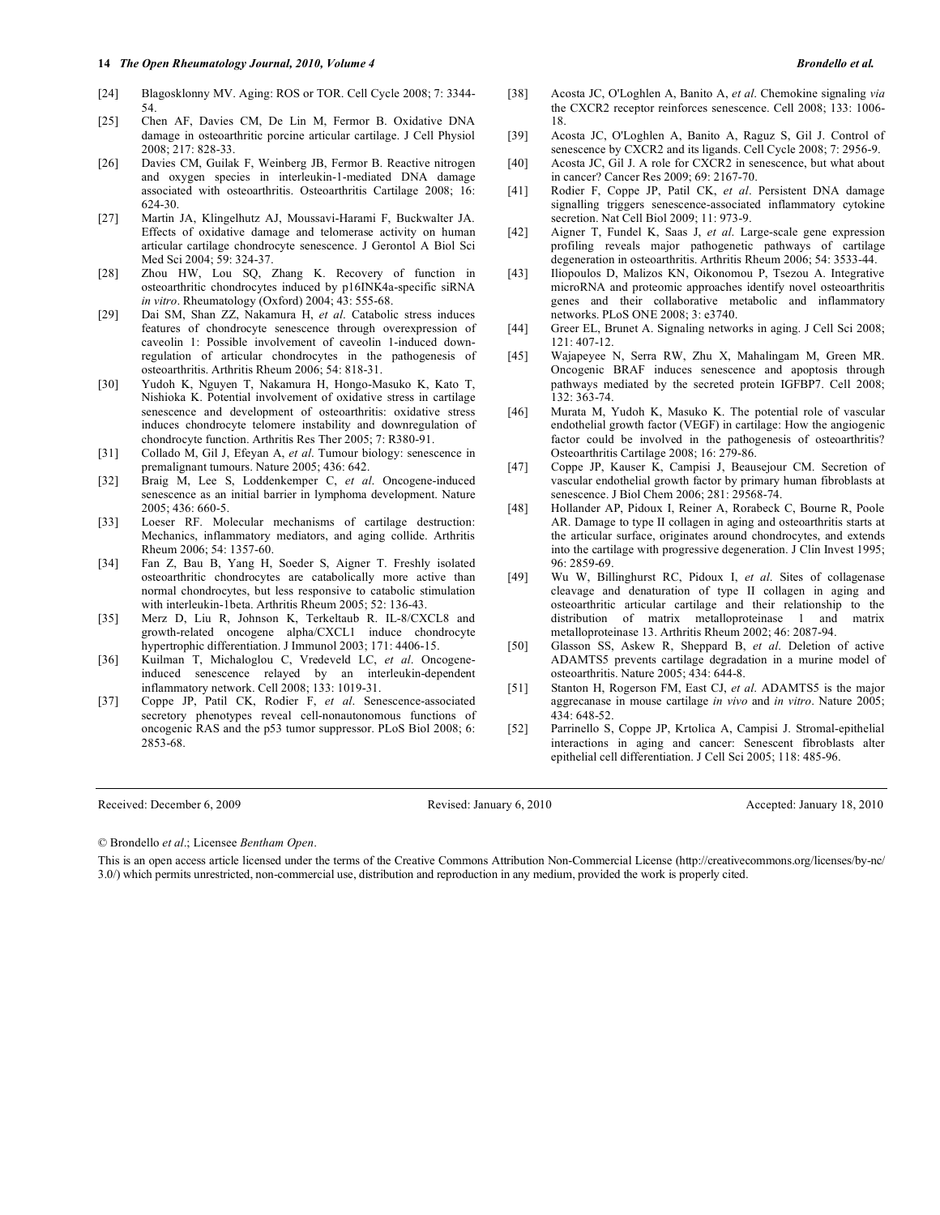[24] Blagosklonny MV. Aging: ROS or TOR. Cell Cycle 2008; 7: 3344-54.

[25] Chen AF, Davies CM, De Lin M, Fermor B. Oxidative DNA damage in osteoarthritic porcine articular cartilage. J Cell Physiol 2008; 217: 828-33.

[26] Davies CM, Guilak F, Weinberg JB, Fermor B. Reactive nitrogen and oxygen species in interleukin-1-mediated DNA damage associated with osteoarthritis. Osteoarthritis Cartilage 2008; 16: 624-30.

[27] Martin JA, Klingelhutz AJ, Moussavi-Harami F, Buckwalter JA. Effects of oxidative damage and telomerase activity on human articular cartilage chondrocyte senescence. J Gerontol A Biol Sci Med Sci 2004; 59: 324-37.

[28] Zhou HW, Lou SQ, Zhang K. Recovery of function in osteoarthritic chondrocytes induced by p16INK4a-specific siRNA *in vitro*. Rheumatology (Oxford) 2004; 43: 555-68.

[29] Dai SM, Shan ZZ, Nakamura H, *et al*. Catabolic stress induces features of chondrocyte senescence through overexpression of caveolin 1: Possible involvement of caveolin 1-induced down-regulation of articular chondrocytes in the pathogenesis of osteoarthritis. Arthritis Rheum 2006; 54: 818-31.

[30] Yudoh K, Nguyen T, Nakamura H, Hongo-Masuko K, Kato T, Nishioka K. Potential involvement of oxidative stress in cartilage senescence and development of osteoarthritis: oxidative stress induces chondrocyte telomere instability and downregulation of chondrocyte function. Arthritis Res Ther 2005; 7: R380-91.

[31] Collado M, Gil J, Efeyan A, *et al*. Tumour biology: senescence in premalignant tumours. Nature 2005; 436: 642.

[32] Braig M, Lee S, Loddenkemper C, *et al*. Oncogene-induced senescence as an initial barrier in lymphoma development. Nature 2005; 436: 660-5.

[33] Loeser RF. Molecular mechanisms of cartilage destruction: Mechanics, inflammatory mediators, and aging collide. Arthritis Rheum 2006; 54: 1357-60.

[34] Fan Z, Bau B, Yang H, Soeder S, Aigner T. Freshly isolated osteoarthritic chondrocytes are catabolically more active than normal chondrocytes, but less responsive to catabolic stimulation with interleukin-1beta. Arthritis Rheum 2005; 52: 136-43.

[35] Merz D, Liu R, Johnson K, Terkeltaub R. IL-8/CXCL8 and growth-related oncogene alpha/CXCL1 induce chondrocyte hypertrophic differentiation. J Immunol 2003; 171: 4406-15.

[36] Kuilman T, Michaloglou C, Vredeveld LC, *et al*. Oncogene-induced senescence relayed by an interleukin-dependent inflammatory network. Cell 2008; 133: 1019-31.

[37] Coppe JP, Patil CK, Rodier F, *et al*. Senescence-associated secretory phenotypes reveal cell-nonautonomous functions of oncogenic RAS and the p53 tumor suppressor. PLoS Biol 2008; 6: 2853-68.

[38] Acosta JC, O'Loghlen A, Banito A, *et al*. Chemokine signaling *via* the CXCR2 receptor reinforces senescence. Cell 2008; 133: 1006-18.

[39] Acosta JC, O'Loghlen A, Banito A, Raguz S, Gil J. Control of senescence by CXCR2 and its ligands. Cell Cycle 2008; 7: 2956-9.

[40] Acosta JC, Gil J. A role for CXCR2 in senescence, but what about in cancer? Cancer Res 2009; 69: 2167-70.

[41] Rodier F, Coppe JP, Patil CK, *et al*. Persistent DNA damage signalling triggers senescence-associated inflammatory cytokine secretion. Nat Cell Biol 2009; 11: 973-9.

[42] Aigner T, Fundel K, Saas J, *et al*. Large-scale gene expression profiling reveals major pathogenetic pathways of cartilage degeneration in osteoarthritis. Arthritis Rheum 2006; 54: 3533-44.

[43] Iliopoulos D, Malizos KN, Oikonomou P, Tsezou A. Integrative microRNA and proteomic approaches identify novel osteoarthritis genes and their collaborative metabolic and inflammatory networks. PLoS ONE 2008; 3: e3740.

[44] Greer EL, Brunet A. Signaling networks in aging. J Cell Sci 2008; 121: 407-12.

[45] Wajapeyee N, Serra RW, Zhu X, Mahalingam M, Green MR. Oncogenic BRAF induces senescence and apoptosis through pathways mediated by the secreted protein IGFBP7. Cell 2008; 132: 363-74.

[46] Murata M, Yudoh K, Masuko K. The potential role of vascular endothelial growth factor (VEGF) in cartilage: How the angiogenic factor could be involved in the pathogenesis of osteoarthritis? Osteoarthritis Cartilage 2008; 16: 279-86.

[47] Coppe JP, Kauser K, Campisi J, Beausejour CM. Secretion of vascular endothelial growth factor by primary human fibroblasts at senescence. J Biol Chem 2006; 281: 29568-74.

[48] Hollander AP, Pidoux I, Reiner A, Rorabeck C, Bourne R, Poole AR. Damage to type II collagen in aging and osteoarthritis starts at the articular surface, originates around chondrocytes, and extends into the cartilage with progressive degeneration. J Clin Invest 1995; 96: 2859-69.

[49] Wu W, Billinghurst RC, Pidoux I, *et al*. Sites of collagenase cleavage and denaturation of type II collagen in aging and osteoarthritic articular cartilage and their relationship to the distribution of matrix metalloproteinase 1 and matrix metalloproteinase 13. Arthritis Rheum 2002; 46: 2087-94.

[50] Glasson SS, Askew R, Sheppard B, *et al*. Deletion of active ADAMTS5 prevents cartilage degradation in a murine model of osteoarthritis. Nature 2005; 434: 644-8.

[51] Stanton H, Rogerson FM, East CJ, *et al*. ADAMTS5 is the major aggrecanase in mouse cartilage *in vivo* and *in vitro*. Nature 2005; 434: 648-52.

[52] Parrinello S, Coppe JP, Krtolica A, Campisi J. Stromal-epithelial interactions in aging and cancer: Senescent fibroblasts alter epithelial cell differentiation. J Cell Sci 2005; 118: 485-96.

---

Received: December 6, 2009 Revised: January 6, 2010 Accepted: January 18, 2010

© Brondello *et al*.; Licensee *Bentham Open*.

This is an open access article licensed under the terms of the Creative Commons Attribution Non-Commercial License (http://creativecommons.org/licenses/by-nc/3.0/) which permits unrestricted, non-commercial use, distribution and reproduction in any medium, provided the work is properly cited.